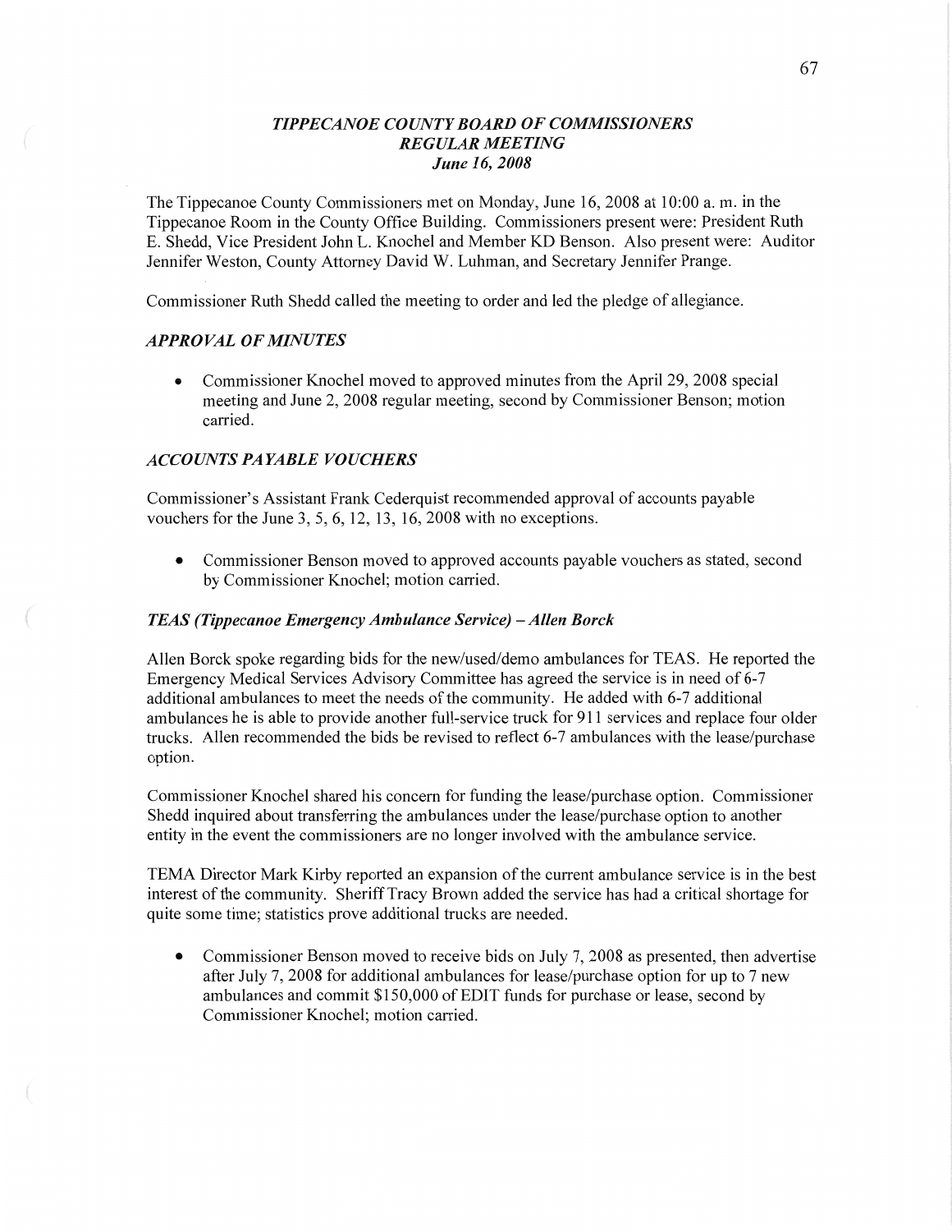*TIPPECANOE COUNTY BOARD OF COMMISSIONERS*
*REGULAR MEETING*
*June 16, 2008*

The Tippecanoe County Commissioners met on Monday, June 16, 2008 at 10:00 a. m. in the Tippecanoe Room in the County Office Building. Commissioners present were: President Ruth E. Shedd, Vice President John L. Knochel and Member KD Benson. Also present were: Auditor Jennifer Weston, County Attorney David W. Luhman, and Secretary Jennifer Prange.

Commissioner Ruth Shedd called the meeting to order and led the pledge of allegiance.

### *APPROVAL OF MINUTES*

- Commissioner Knochel moved to approved minutes from the April 29, 2008 special meeting and June 2, 2008 regular meeting, second by Commissioner Benson; motion carried.

### *ACCOUNTS PAYABLE VOUCHERS*

Commissioner's Assistant Frank Cederquist recommended approval of accounts payable vouchers for the June 3, 5, 6, 12, 13, 16, 2008 with no exceptions.

- Commissioner Benson moved to approved accounts payable vouchers as stated, second by Commissioner Knochel; motion carried.

### *TEAS (Tippecanoe Emergency Ambulance Service) – Allen Borck*

Allen Borck spoke regarding bids for the new/used/demo ambulances for TEAS. He reported the Emergency Medical Services Advisory Committee has agreed the service is in need of 6-7 additional ambulances to meet the needs of the community. He added with 6-7 additional ambulances he is able to provide another full-service truck for 911 services and replace four older trucks. Allen recommended the bids be revised to reflect 6-7 ambulances with the lease/purchase option.

Commissioner Knochel shared his concern for funding the lease/purchase option. Commissioner Shedd inquired about transferring the ambulances under the lease/purchase option to another entity in the event the commissioners are no longer involved with the ambulance service.

TEMA Director Mark Kirby reported an expansion of the current ambulance service is in the best interest of the community. Sheriff Tracy Brown added the service has had a critical shortage for quite some time; statistics prove additional trucks are needed.

- Commissioner Benson moved to receive bids on July 7, 2008 as presented, then advertise after July 7, 2008 for additional ambulances for lease/purchase option for up to 7 new ambulances and commit $150,000 of EDIT funds for purchase or lease, second by Commissioner Knochel; motion carried.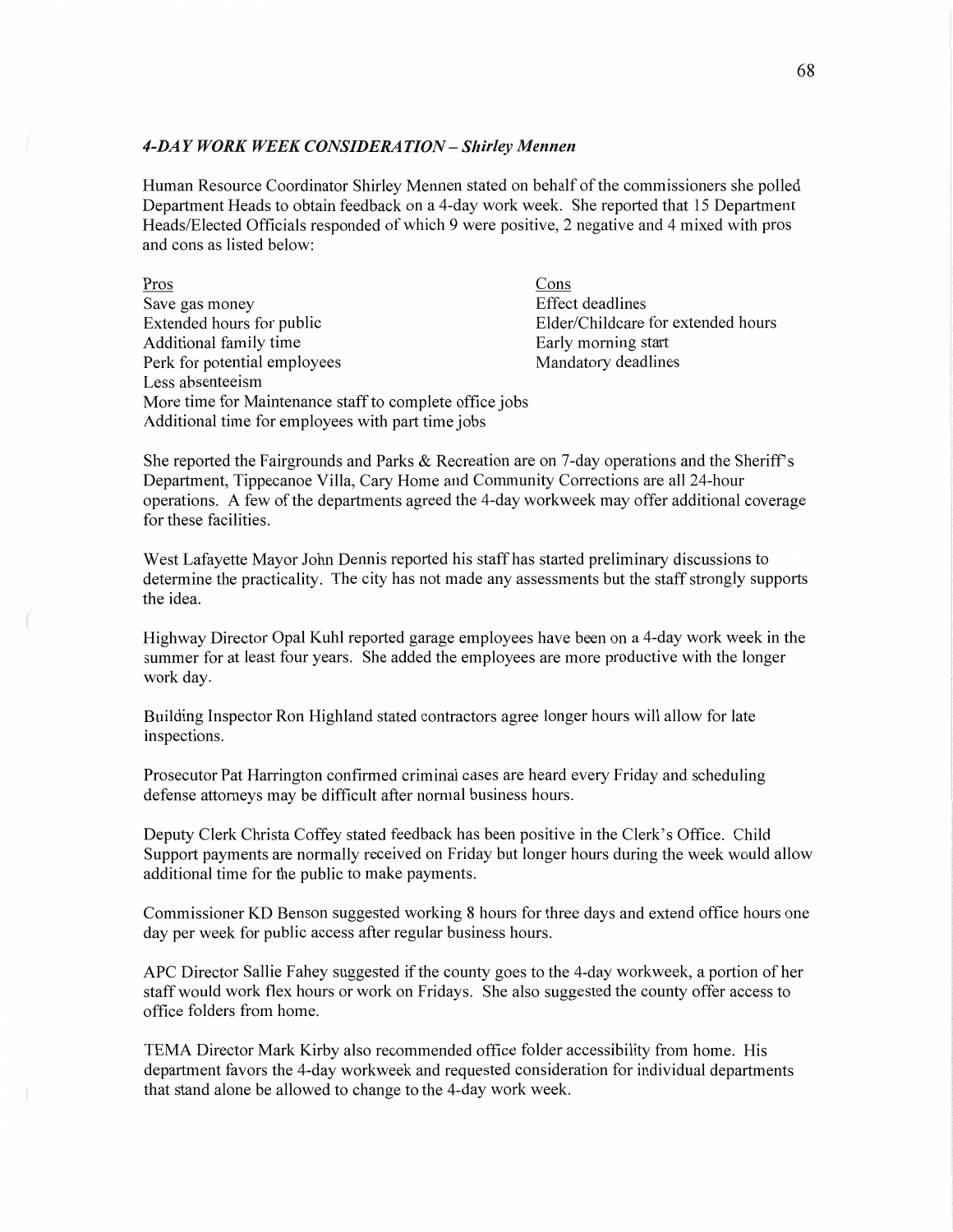### *4-DAY WORK WEEK CONSIDERATION – Shirley Mennen*

Human Resource Coordinator Shirley Mennen stated on behalf of the commissioners she polled Department Heads to obtain feedback on a 4-day work week. She reported that 15 Department Heads/Elected Officials responded of which 9 were positive, 2 negative and 4 mixed with pros and cons as listed below:

| Pros | Cons |
|---|---|
| Save gas money | Effect deadlines |
| Extended hours for public | Elder/Childcare for extended hours |
| Additional family time | Early morning start |
| Perk for potential employees | Mandatory deadlines |
| Less absenteeism | |
| More time for Maintenance staff to complete office jobs | |
| Additional time for employees with part time jobs | |

She reported the Fairgrounds and Parks & Recreation are on 7-day operations and the Sheriff's Department, Tippecanoe Villa, Cary Home and Community Corrections are all 24-hour operations. A few of the departments agreed the 4-day workweek may offer additional coverage for these facilities.

West Lafayette Mayor John Dennis reported his staff has started preliminary discussions to determine the practicality. The city has not made any assessments but the staff strongly supports the idea.

Highway Director Opal Kuhl reported garage employees have been on a 4-day work week in the summer for at least four years. She added the employees are more productive with the longer work day.

Building Inspector Ron Highland stated contractors agree longer hours will allow for late inspections.

Prosecutor Pat Harrington confirmed criminal cases are heard every Friday and scheduling defense attorneys may be difficult after normal business hours.

Deputy Clerk Christa Coffey stated feedback has been positive in the Clerk's Office. Child Support payments are normally received on Friday but longer hours during the week would allow additional time for the public to make payments.

Commissioner KD Benson suggested working 8 hours for three days and extend office hours one day per week for public access after regular business hours.

APC Director Sallie Fahey suggested if the county goes to the 4-day workweek, a portion of her staff would work flex hours or work on Fridays. She also suggested the county offer access to office folders from home.

TEMA Director Mark Kirby also recommended office folder accessibility from home. His department favors the 4-day workweek and requested consideration for individual departments that stand alone be allowed to change to the 4-day work week.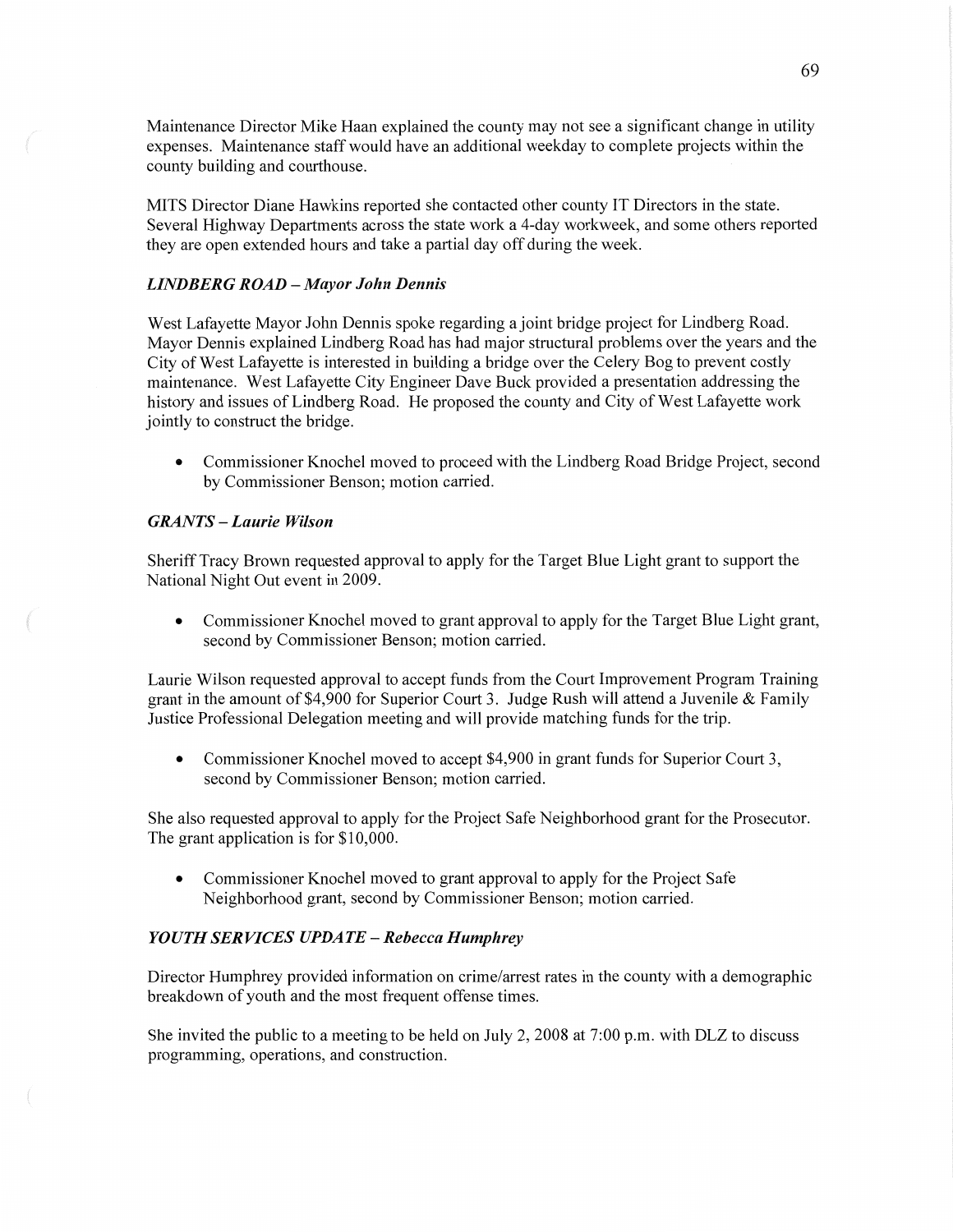Maintenance Director Mike Haan explained the county may not see a significant change in utility expenses. Maintenance staff would have an additional weekday to complete projects within the county building and courthouse.

MITS Director Diane Hawkins reported she contacted other county IT Directors in the state. Several Highway Departments across the state work a 4-day workweek, and some others reported they are open extended hours and take a partial day off during the week.

### *LINDBERG ROAD – Mayor John Dennis*

West Lafayette Mayor John Dennis spoke regarding a joint bridge project for Lindberg Road. Mayor Dennis explained Lindberg Road has had major structural problems over the years and the City of West Lafayette is interested in building a bridge over the Celery Bog to prevent costly maintenance. West Lafayette City Engineer Dave Buck provided a presentation addressing the history and issues of Lindberg Road. He proposed the county and City of West Lafayette work jointly to construct the bridge.

- Commissioner Knochel moved to proceed with the Lindberg Road Bridge Project, second by Commissioner Benson; motion carried.

### *GRANTS – Laurie Wilson*

Sheriff Tracy Brown requested approval to apply for the Target Blue Light grant to support the National Night Out event in 2009.

- Commissioner Knochel moved to grant approval to apply for the Target Blue Light grant, second by Commissioner Benson; motion carried.

Laurie Wilson requested approval to accept funds from the Court Improvement Program Training grant in the amount of $4,900 for Superior Court 3. Judge Rush will attend a Juvenile & Family Justice Professional Delegation meeting and will provide matching funds for the trip.

- Commissioner Knochel moved to accept $4,900 in grant funds for Superior Court 3, second by Commissioner Benson; motion carried.

She also requested approval to apply for the Project Safe Neighborhood grant for the Prosecutor. The grant application is for $10,000.

- Commissioner Knochel moved to grant approval to apply for the Project Safe Neighborhood grant, second by Commissioner Benson; motion carried.

### *YOUTH SERVICES UPDATE – Rebecca Humphrey*

Director Humphrey provided information on crime/arrest rates in the county with a demographic breakdown of youth and the most frequent offense times.

She invited the public to a meeting to be held on July 2, 2008 at 7:00 p.m. with DLZ to discuss programming, operations, and construction.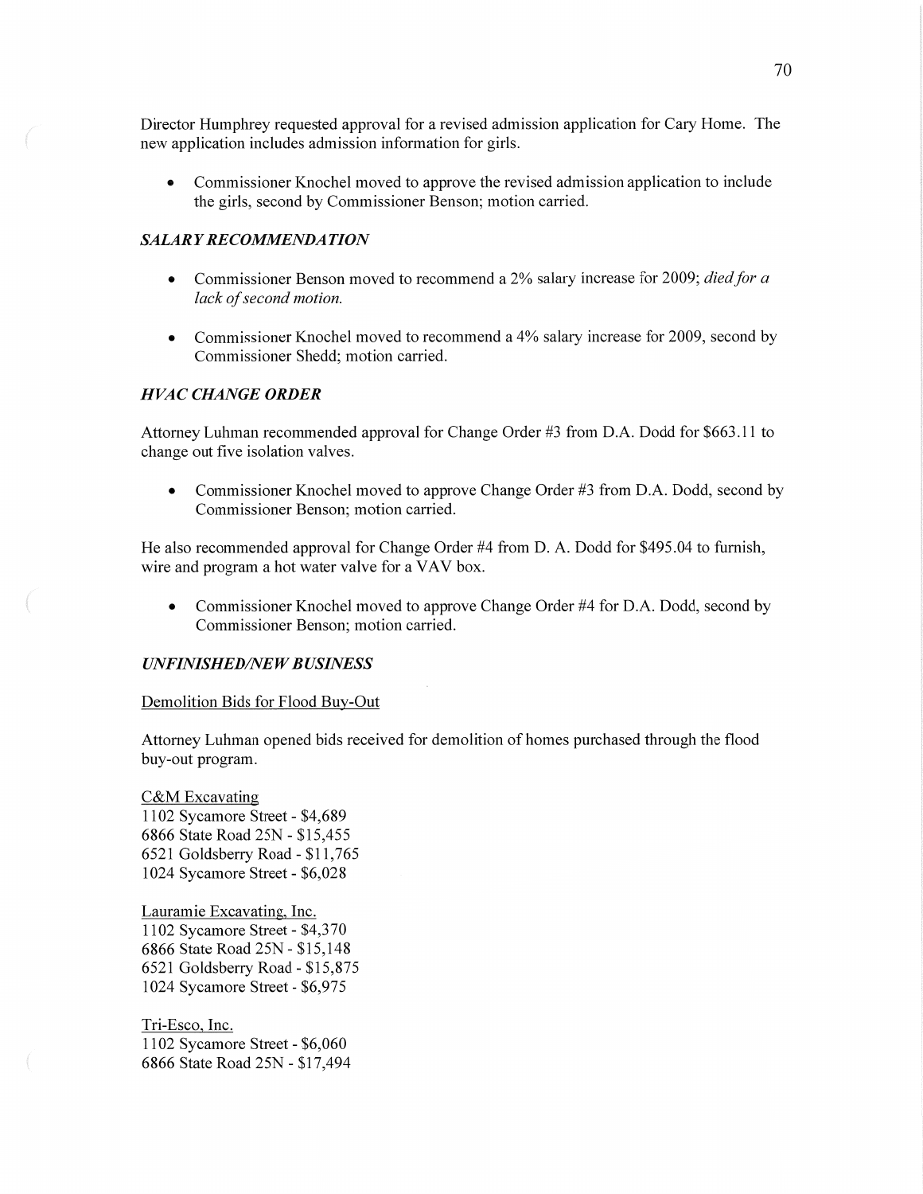Director Humphrey requested approval for a revised admission application for Cary Home. The new application includes admission information for girls.

- Commissioner Knochel moved to approve the revised admission application to include the girls, second by Commissioner Benson; motion carried.

### *SALARY RECOMMENDATION*

- Commissioner Benson moved to recommend a 2% salary increase for 2009; *died for a lack of second motion.*

- Commissioner Knochel moved to recommend a 4% salary increase for 2009, second by Commissioner Shedd; motion carried.

### *HVAC CHANGE ORDER*

Attorney Luhman recommended approval for Change Order #3 from D.A. Dodd for $663.11 to change out five isolation valves.

- Commissioner Knochel moved to approve Change Order #3 from D.A. Dodd, second by Commissioner Benson; motion carried.

He also recommended approval for Change Order #4 from D. A. Dodd for $495.04 to furnish, wire and program a hot water valve for a VAV box.

- Commissioner Knochel moved to approve Change Order #4 for D.A. Dodd, second by Commissioner Benson; motion carried.

### *UNFINISHED/NEW BUSINESS*

<u>Demolition Bids for Flood Buy-Out</u>

Attorney Luhman opened bids received for demolition of homes purchased through the flood buy-out program.

<u>C&M Excavating</u>
1102 Sycamore Street - $4,689
6866 State Road 25N - $15,455
6521 Goldsberry Road - $11,765
1024 Sycamore Street - $6,028

<u>Lauramie Excavating, Inc.</u>
1102 Sycamore Street - $4,370
6866 State Road 25N - $15,148
6521 Goldsberry Road - $15,875
1024 Sycamore Street - $6,975

<u>Tri-Esco, Inc.</u>
1102 Sycamore Street - $6,060
6866 State Road 25N - $17,494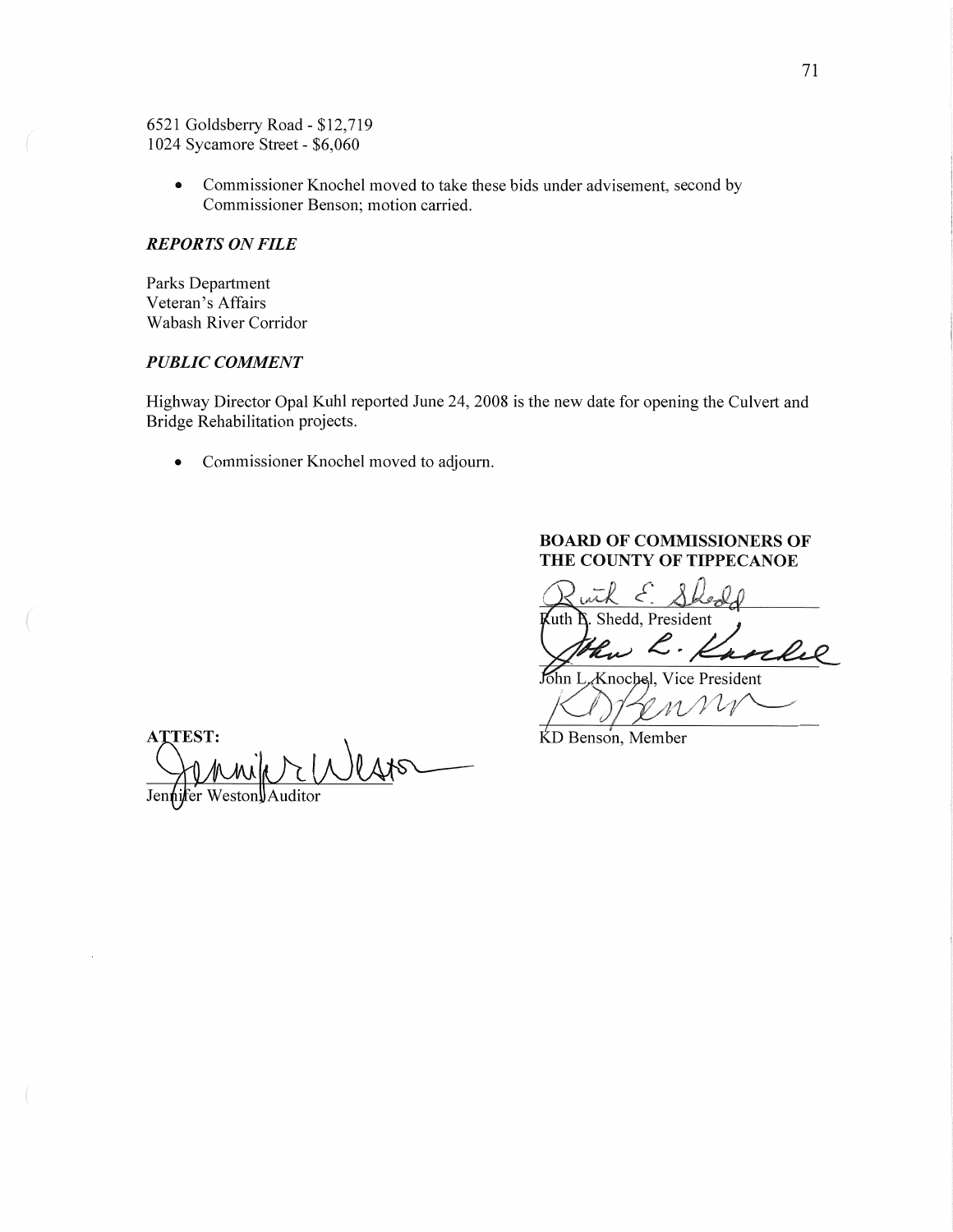6521 Goldsberry Road - $12,719
1024 Sycamore Street - $6,060

- Commissioner Knochel moved to take these bids under advisement, second by Commissioner Benson; motion carried.

***REPORTS ON FILE***

Parks Department
Veteran's Affairs
Wabash River Corridor

***PUBLIC COMMENT***

Highway Director Opal Kuhl reported June 24, 2008 is the new date for opening the Culvert and Bridge Rehabilitation projects.

- Commissioner Knochel moved to adjourn.

**BOARD OF COMMISSIONERS OF THE COUNTY OF TIPPECANOE**

Ruth E. Shedd, President

John L. Knochel, Vice President

KD Benson, Member

**ATTEST:**

Jennifer Weston, Auditor